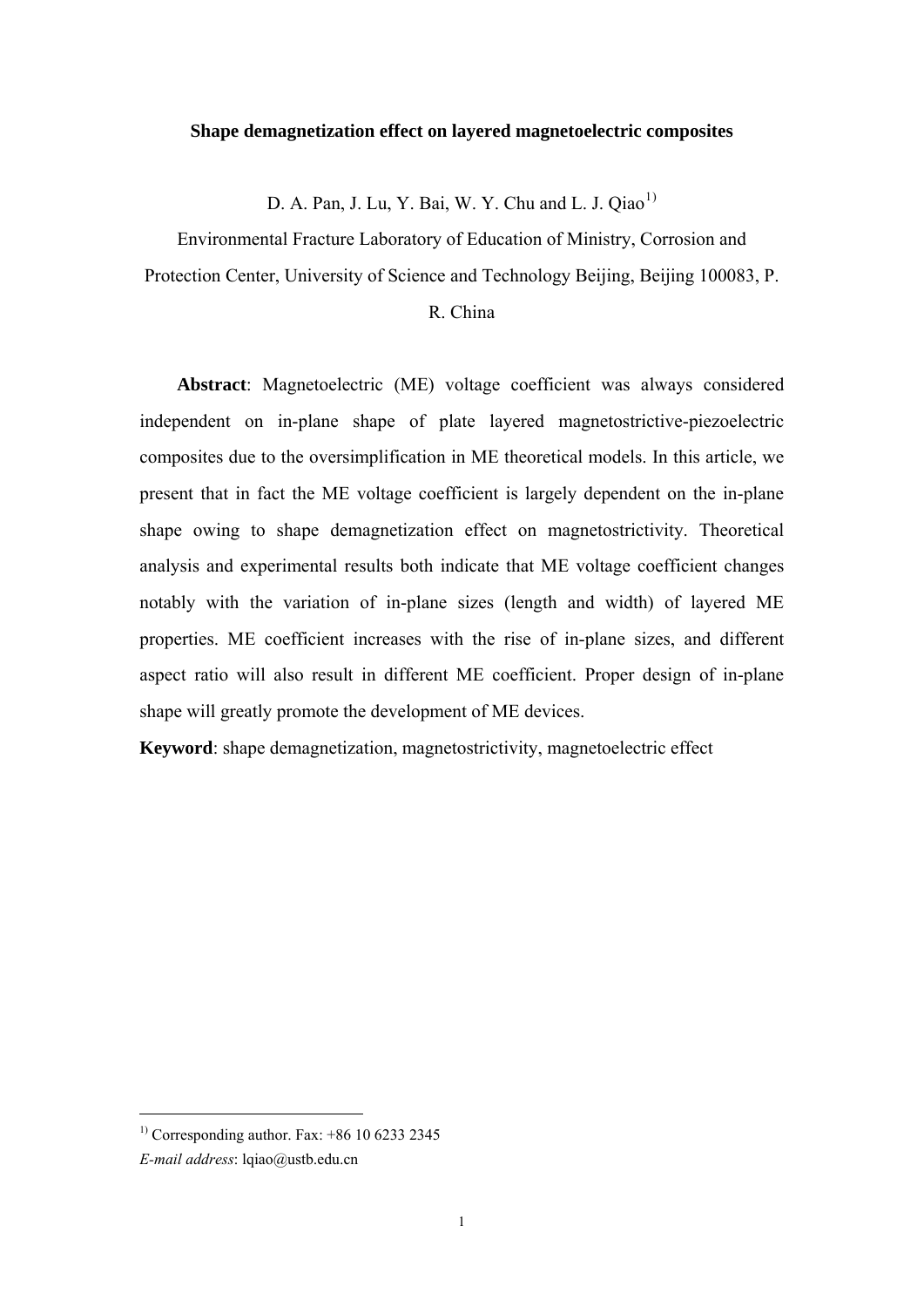# Shape demagnetization effect on layered magnetoelectric composites

D. A. Pan, J. Lu, Y. Bai, W. Y. Chu and L. J. Qiao[1)]

Environmental Fracture Laboratory of Education of Ministry, Corrosion and Protection Center, University of Science and Technology Beijing, Beijing 100083, P. R. China

**Abstract**: Magnetoelectric (ME) voltage coefficient was always considered independent on in-plane shape of plate layered magnetostrictive-piezoelectric composites due to the oversimplification in ME theoretical models. In this article, we present that in fact the ME voltage coefficient is largely dependent on the in-plane shape owing to shape demagnetization effect on magnetostrictivity. Theoretical analysis and experimental results both indicate that ME voltage coefficient changes notably with the variation of in-plane sizes (length and width) of layered ME properties. ME coefficient increases with the rise of in-plane sizes, and different aspect ratio will also result in different ME coefficient. Proper design of in-plane shape will greatly promote the development of ME devices.

**Keyword**: shape demagnetization, magnetostrictivity, magnetoelectric effect

---

[1)] Corresponding author. Fax: +86 10 6233 2345

*E-mail address*: lqiao@ustb.edu.cn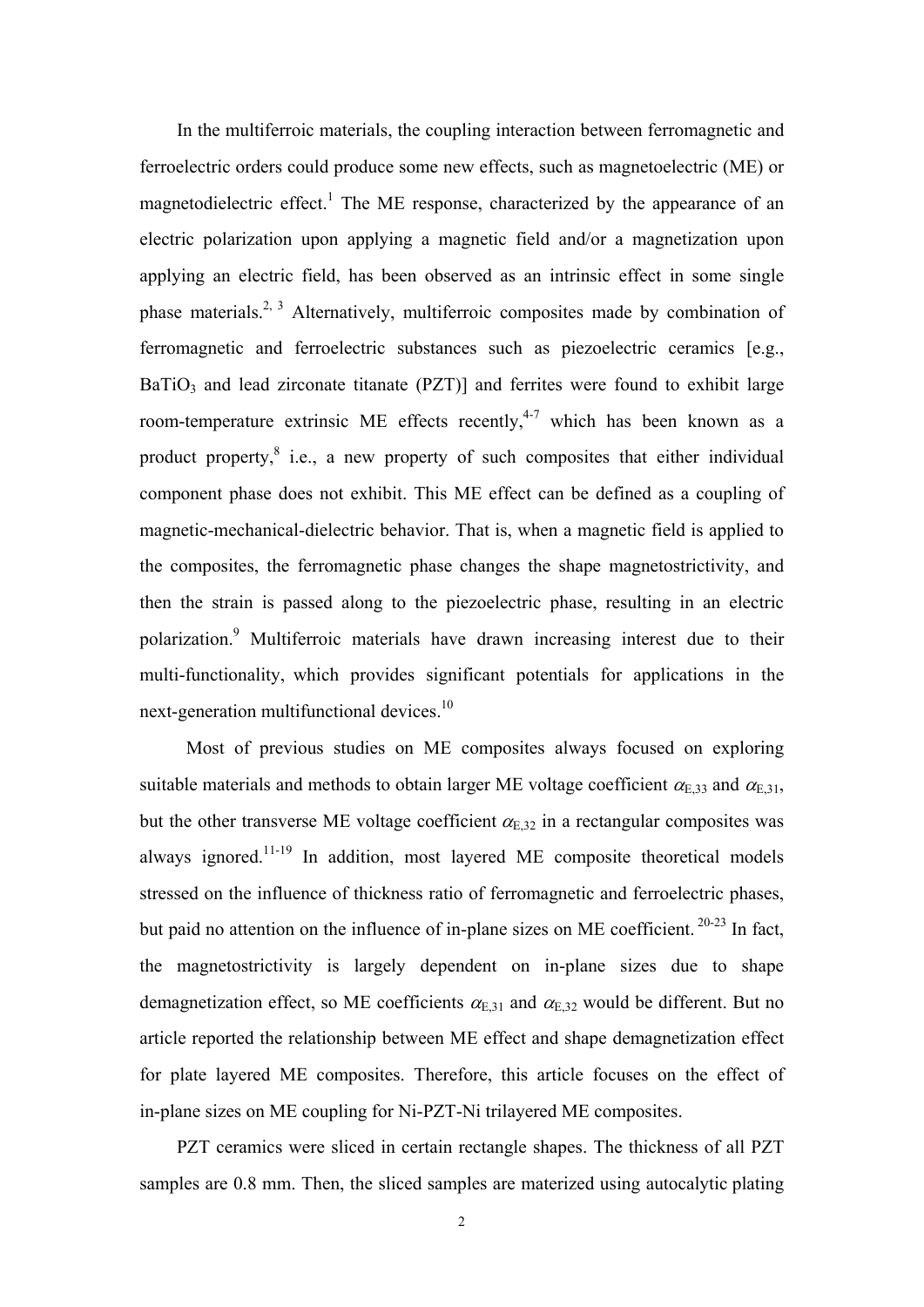In the multiferroic materials, the coupling interaction between ferromagnetic and ferroelectric orders could produce some new effects, such as magnetoelectric (ME) or magnetodielectric effect.[1] The ME response, characterized by the appearance of an electric polarization upon applying a magnetic field and/or a magnetization upon applying an electric field, has been observed as an intrinsic effect in some single phase materials.[2, 3] Alternatively, multiferroic composites made by combination of ferromagnetic and ferroelectric substances such as piezoelectric ceramics [e.g., $BaTiO_3$ and lead zirconate titanate (PZT)] and ferrites were found to exhibit large room-temperature extrinsic ME effects recently,[4-7] which has been known as a product property,[8] i.e., a new property of such composites that either individual component phase does not exhibit. This ME effect can be defined as a coupling of magnetic-mechanical-dielectric behavior. That is, when a magnetic field is applied to the composites, the ferromagnetic phase changes the shape magnetostrictivity, and then the strain is passed along to the piezoelectric phase, resulting in an electric polarization.[9] Multiferroic materials have drawn increasing interest due to their multi-functionality, which provides significant potentials for applications in the next-generation multifunctional devices.[10]

Most of previous studies on ME composites always focused on exploring suitable materials and methods to obtain larger ME voltage coefficient $\alpha_{E,33}$ and $\alpha_{E,31}$, but the other transverse ME voltage coefficient $\alpha_{E,32}$ in a rectangular composites was always ignored.[11-19] In addition, most layered ME composite theoretical models stressed on the influence of thickness ratio of ferromagnetic and ferroelectric phases, but paid no attention on the influence of in-plane sizes on ME coefficient.[20-23] In fact, the magnetostrictivity is largely dependent on in-plane sizes due to shape demagnetization effect, so ME coefficients $\alpha_{E,31}$ and $\alpha_{E,32}$ would be different. But no article reported the relationship between ME effect and shape demagnetization effect for plate layered ME composites. Therefore, this article focuses on the effect of in-plane sizes on ME coupling for Ni-PZT-Ni trilayered ME composites.

PZT ceramics were sliced in certain rectangle shapes. The thickness of all PZT samples are 0.8 mm. Then, the sliced samples are materized using autocalytic plating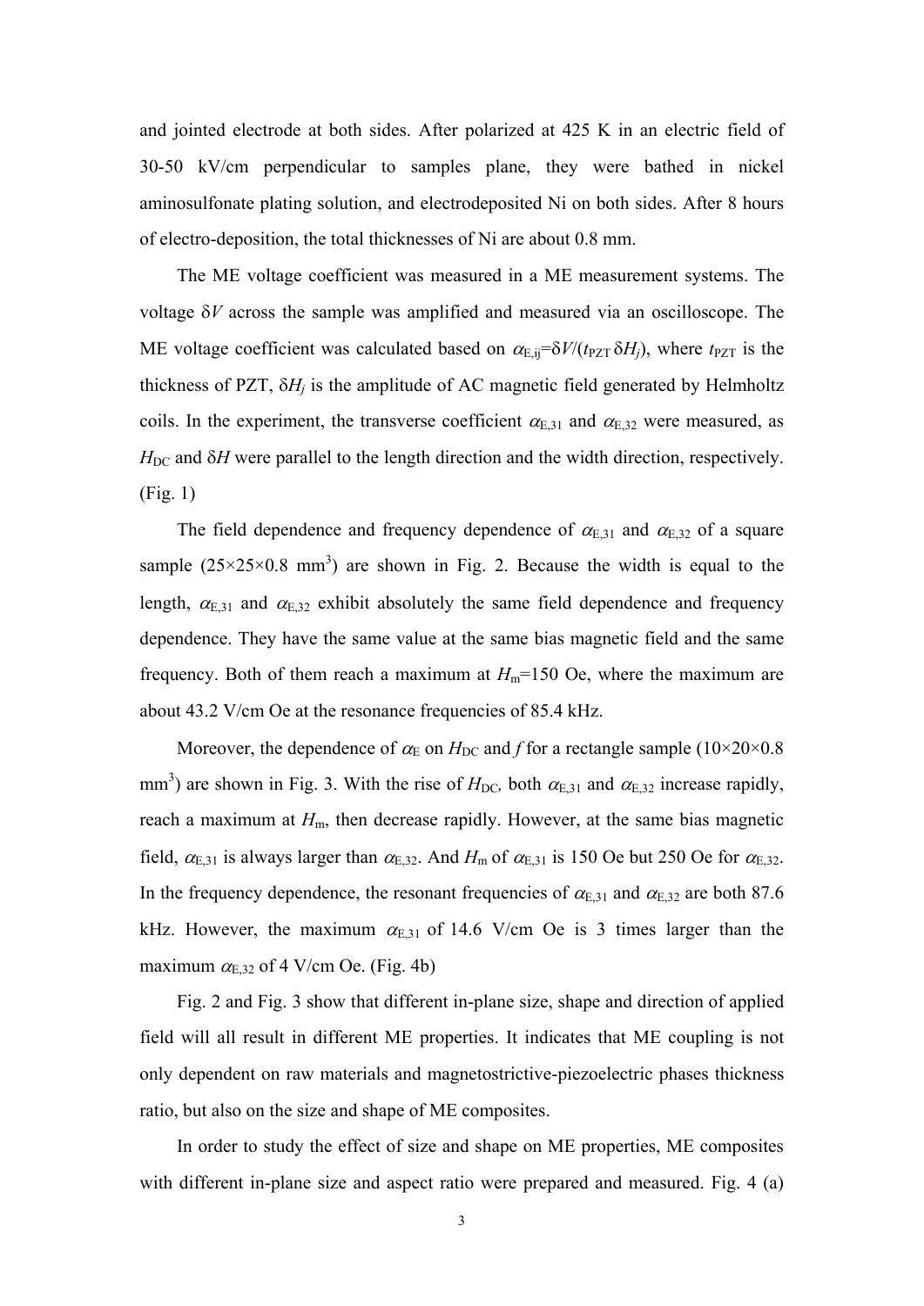and jointed electrode at both sides. After polarized at 425 K in an electric field of 30-50 kV/cm perpendicular to samples plane, they were bathed in nickel aminosulfonate plating solution, and electrodeposited Ni on both sides. After 8 hours of electro-deposition, the total thicknesses of Ni are about 0.8 mm.

The ME voltage coefficient was measured in a ME measurement systems. The voltage $\delta V$ across the sample was amplified and measured via an oscilloscope. The ME voltage coefficient was calculated based on $\alpha_{E,ij}=\delta V/(t_{PZT}\,\delta H_j)$, where $t_{PZT}$ is the thickness of PZT, $\delta H_j$ is the amplitude of AC magnetic field generated by Helmholtz coils. In the experiment, the transverse coefficient $\alpha_{E,31}$ and $\alpha_{E,32}$ were measured, as $H_{DC}$ and $\delta H$ were parallel to the length direction and the width direction, respectively. (Fig. 1)

The field dependence and frequency dependence of $\alpha_{E,31}$ and $\alpha_{E,32}$ of a square sample ($25\times25\times0.8$ mm$^3$) are shown in Fig. 2. Because the width is equal to the length, $\alpha_{E,31}$ and $\alpha_{E,32}$ exhibit absolutely the same field dependence and frequency dependence. They have the same value at the same bias magnetic field and the same frequency. Both of them reach a maximum at $H_m$=150 Oe, where the maximum are about 43.2 V/cm Oe at the resonance frequencies of 85.4 kHz.

Moreover, the dependence of $\alpha_E$ on $H_{DC}$ and $f$ for a rectangle sample ($10\times20\times0.8$ mm$^3$) are shown in Fig. 3. With the rise of $H_{DC}$, both $\alpha_{E,31}$ and $\alpha_{E,32}$ increase rapidly, reach a maximum at $H_m$, then decrease rapidly. However, at the same bias magnetic field, $\alpha_{E,31}$ is always larger than $\alpha_{E,32}$. And $H_m$ of $\alpha_{E,31}$ is 150 Oe but 250 Oe for $\alpha_{E,32}$. In the frequency dependence, the resonant frequencies of $\alpha_{E,31}$ and $\alpha_{E,32}$ are both 87.6 kHz. However, the maximum $\alpha_{E,31}$ of 14.6 V/cm Oe is 3 times larger than the maximum $\alpha_{E,32}$ of 4 V/cm Oe. (Fig. 4b)

Fig. 2 and Fig. 3 show that different in-plane size, shape and direction of applied field will all result in different ME properties. It indicates that ME coupling is not only dependent on raw materials and magnetostrictive-piezoelectric phases thickness ratio, but also on the size and shape of ME composites.

In order to study the effect of size and shape on ME properties, ME composites with different in-plane size and aspect ratio were prepared and measured. Fig. 4 (a)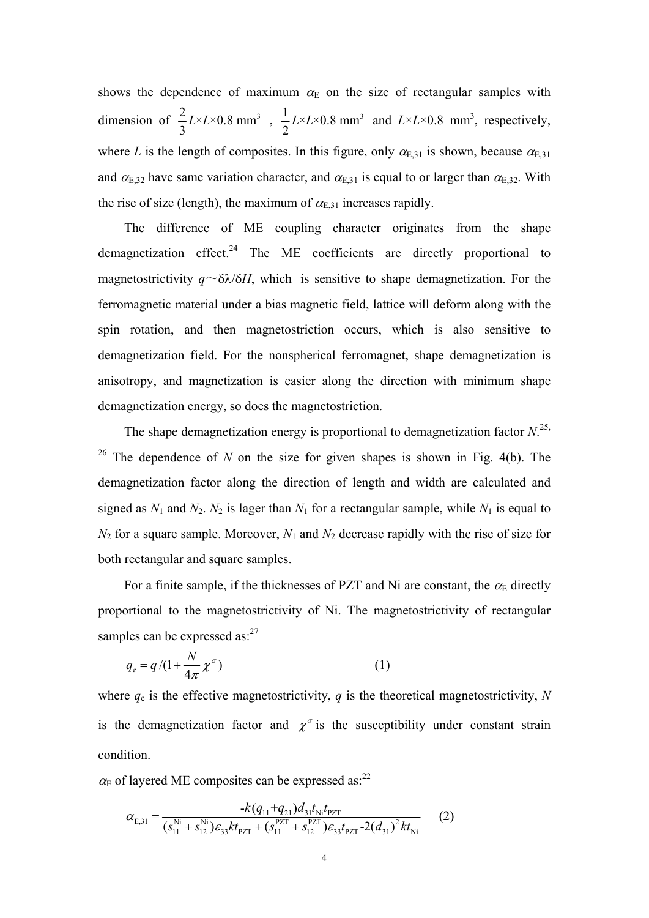shows the dependence of maximum $\alpha_E$ on the size of rectangular samples with dimension of $\frac{2}{3}L\times L\times 0.8\ \text{mm}^3$ , $\frac{1}{2}L\times L\times 0.8\ \text{mm}^3$ and $L\times L\times 0.8\ \text{mm}^3$, respectively, where $L$ is the length of composites. In this figure, only $\alpha_{E,31}$ is shown, because $\alpha_{E,31}$ and $\alpha_{E,32}$ have same variation character, and $\alpha_{E,31}$ is equal to or larger than $\alpha_{E,32}$. With the rise of size (length), the maximum of $\alpha_{E,31}$ increases rapidly.

The difference of ME coupling character originates from the shape demagnetization effect.[24] The ME coefficients are directly proportional to magnetostrictivity $q\sim\delta\lambda/\delta H$, which is sensitive to shape demagnetization. For the ferromagnetic material under a bias magnetic field, lattice will deform along with the spin rotation, and then magnetostriction occurs, which is also sensitive to demagnetization field. For the nonspherical ferromagnet, shape demagnetization is anisotropy, and magnetization is easier along the direction with minimum shape demagnetization energy, so does the magnetostriction.

The shape demagnetization energy is proportional to demagnetization factor $N$.[25, 26] The dependence of $N$ on the size for given shapes is shown in Fig. 4(b). The demagnetization factor along the direction of length and width are calculated and signed as $N_1$ and $N_2$. $N_2$ is lager than $N_1$ for a rectangular sample, while $N_1$ is equal to $N_2$ for a square sample. Moreover, $N_1$ and $N_2$ decrease rapidly with the rise of size for both rectangular and square samples.

For a finite sample, if the thicknesses of PZT and Ni are constant, the $\alpha_E$ directly proportional to the magnetostrictivity of Ni. The magnetostrictivity of rectangular samples can be expressed as:[27]

$$q_e = q/(1+\frac{N}{4\pi}\chi^{\sigma}) \qquad (1)$$

where $q_e$ is the effective magnetostrictivity, $q$ is the theoretical magnetostrictivity, $N$ is the demagnetization factor and $\chi^{\sigma}$ is the susceptibility under constant strain condition.

$\alpha_E$ of layered ME composites can be expressed as:[22]

$$\alpha_{E,31} = \frac{-k(q_{11}+q_{21})d_{31}t_{\text{Ni}}t_{\text{PZT}}}{(s_{11}^{\text{Ni}}+s_{12}^{\text{Ni}})\varepsilon_{33}kt_{\text{PZT}}+(s_{11}^{\text{PZT}}+s_{12}^{\text{PZT}})\varepsilon_{33}t_{\text{PZT}}-2(d_{31})^2kt_{\text{Ni}}} \qquad (2)$$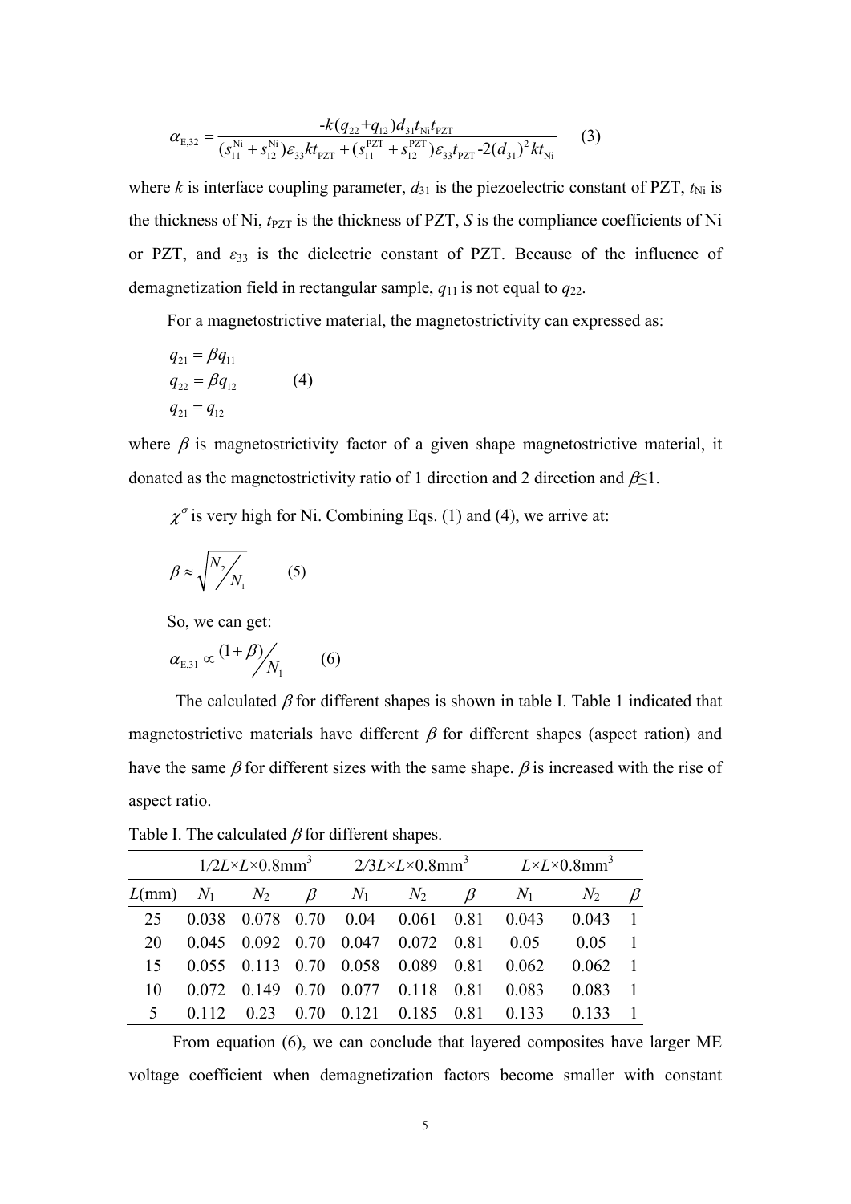$$\alpha_{E,32} = \frac{-k(q_{22}+q_{12})d_{31}t_{Ni}t_{PZT}}{(s_{11}^{Ni}+s_{12}^{Ni})\varepsilon_{33}kt_{PZT}+(s_{11}^{PZT}+s_{12}^{PZT})\varepsilon_{33}t_{PZT}-2(d_{31})^2 kt_{Ni}} \quad (3)$$

where $k$ is interface coupling parameter, $d_{31}$ is the piezoelectric constant of PZT, $t_{Ni}$ is the thickness of Ni, $t_{PZT}$ is the thickness of PZT, $S$ is the compliance coefficients of Ni or PZT, and $\varepsilon_{33}$ is the dielectric constant of PZT. Because of the influence of demagnetization field in rectangular sample, $q_{11}$ is not equal to $q_{22}$.

For a magnetostrictive material, the magnetostrictivity can expressed as:

$$\begin{aligned} q_{21} &= \beta q_{11} \\ q_{22} &= \beta q_{12} \\ q_{21} &= q_{12} \end{aligned} \quad (4)$$

where $\beta$ is magnetostrictivity factor of a given shape magnetostrictive material, it donated as the magnetostrictivity ratio of 1 direction and 2 direction and $\beta \leq 1$.

$\chi^{\sigma}$ is very high for Ni. Combining Eqs. (1) and (4), we arrive at:

$$\beta \approx \sqrt{N_2 / N_1} \quad (5)$$

So, we can get:

$$\alpha_{E,31} \propto (1+\beta) / N_1 \quad (6)$$

The calculated $\beta$ for different shapes is shown in table I. Table 1 indicated that magnetostrictive materials have different $\beta$ for different shapes (aspect ration) and have the same $\beta$ for different sizes with the same shape. $\beta$ is increased with the rise of aspect ratio.

Table I. The calculated $\beta$ for different shapes.

| | $1/2L\times L\times 0.8\text{mm}^3$ | | | $2/3L\times L\times 0.8\text{mm}^3$ | | | $L\times L\times 0.8\text{mm}^3$ | | |
|---|---|---|---|---|---|---|---|---|---|
| $L$(mm) | $N_1$ | $N_2$ | $\beta$ | $N_1$ | $N_2$ | $\beta$ | $N_1$ | $N_2$ | $\beta$ |
| 25 | 0.038 | 0.078 | 0.70 | 0.04 | 0.061 | 0.81 | 0.043 | 0.043 | 1 |
| 20 | 0.045 | 0.092 | 0.70 | 0.047 | 0.072 | 0.81 | 0.05 | 0.05 | 1 |
| 15 | 0.055 | 0.113 | 0.70 | 0.058 | 0.089 | 0.81 | 0.062 | 0.062 | 1 |
| 10 | 0.072 | 0.149 | 0.70 | 0.077 | 0.118 | 0.81 | 0.083 | 0.083 | 1 |
| 5 | 0.112 | 0.23 | 0.70 | 0.121 | 0.185 | 0.81 | 0.133 | 0.133 | 1 |

From equation (6), we can conclude that layered composites have larger ME voltage coefficient when demagnetization factors become smaller with constant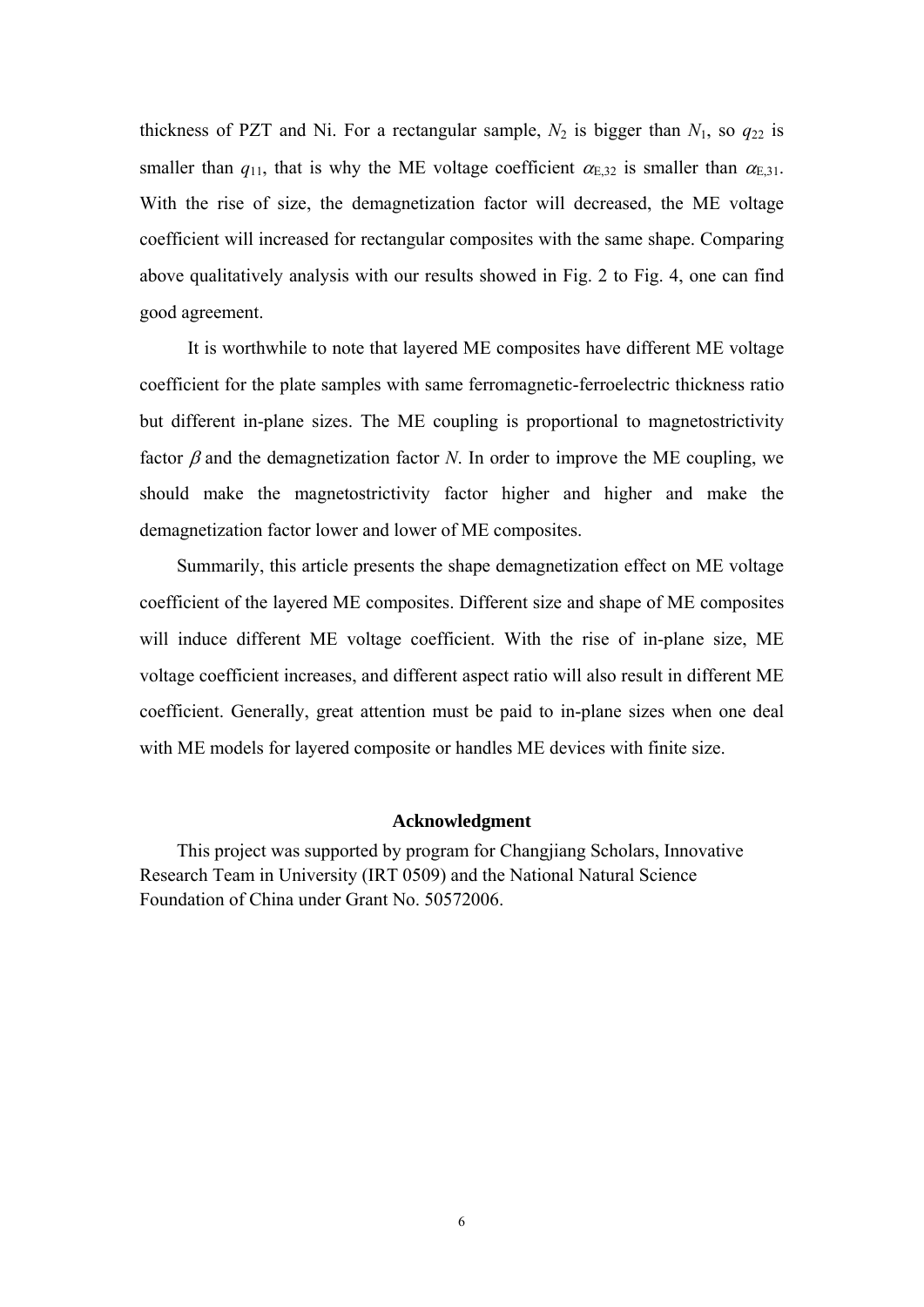thickness of PZT and Ni. For a rectangular sample, $N_2$ is bigger than $N_1$, so $q_{22}$ is smaller than $q_{11}$, that is why the ME voltage coefficient $\alpha_{E,32}$ is smaller than $\alpha_{E,31}$. With the rise of size, the demagnetization factor will decreased, the ME voltage coefficient will increased for rectangular composites with the same shape. Comparing above qualitatively analysis with our results showed in Fig. 2 to Fig. 4, one can find good agreement.

It is worthwhile to note that layered ME composites have different ME voltage coefficient for the plate samples with same ferromagnetic-ferroelectric thickness ratio but different in-plane sizes. The ME coupling is proportional to magnetostrictivity factor $\beta$ and the demagnetization factor $N$. In order to improve the ME coupling, we should make the magnetostrictivity factor higher and higher and make the demagnetization factor lower and lower of ME composites.

Summarily, this article presents the shape demagnetization effect on ME voltage coefficient of the layered ME composites. Different size and shape of ME composites will induce different ME voltage coefficient. With the rise of in-plane size, ME voltage coefficient increases, and different aspect ratio will also result in different ME coefficient. Generally, great attention must be paid to in-plane sizes when one deal with ME models for layered composite or handles ME devices with finite size.

## Acknowledgment

This project was supported by program for Changjiang Scholars, Innovative Research Team in University (IRT 0509) and the National Natural Science Foundation of China under Grant No. 50572006.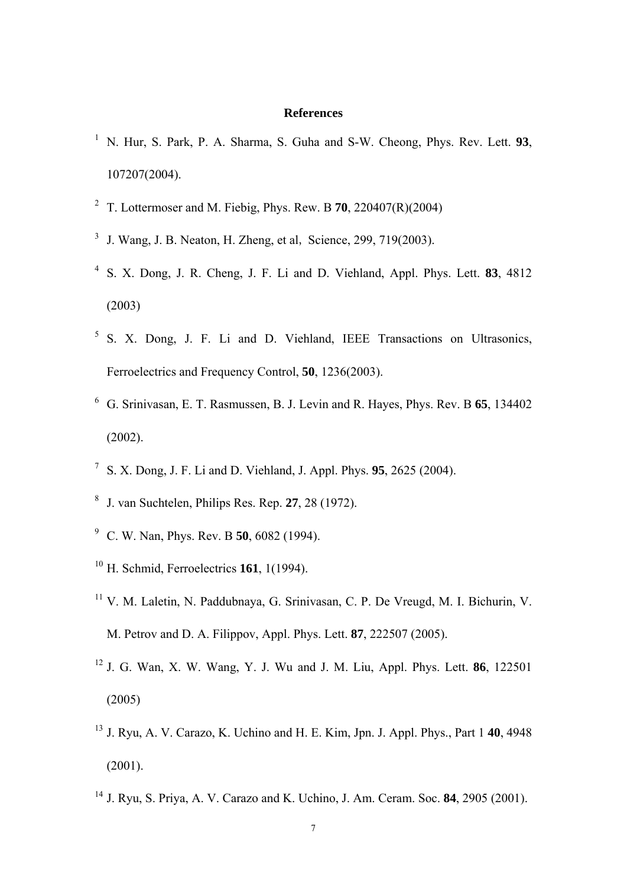## References

[1] N. Hur, S. Park, P. A. Sharma, S. Guha and S-W. Cheong, Phys. Rev. Lett. **93**, 107207(2004).

[2] T. Lottermoser and M. Fiebig, Phys. Rew. B **70**, 220407(R)(2004)

[3] J. Wang, J. B. Neaton, H. Zheng, et al, Science, 299, 719(2003).

[4] S. X. Dong, J. R. Cheng, J. F. Li and D. Viehland, Appl. Phys. Lett. **83**, 4812 (2003)

[5] S. X. Dong, J. F. Li and D. Viehland, IEEE Transactions on Ultrasonics, Ferroelectrics and Frequency Control, **50**, 1236(2003).

[6] G. Srinivasan, E. T. Rasmussen, B. J. Levin and R. Hayes, Phys. Rev. B **65**, 134402 (2002).

[7] S. X. Dong, J. F. Li and D. Viehland, J. Appl. Phys. **95**, 2625 (2004).

[8] J. van Suchtelen, Philips Res. Rep. **27**, 28 (1972).

[9] C. W. Nan, Phys. Rev. B **50**, 6082 (1994).

[10] H. Schmid, Ferroelectrics **161**, 1(1994).

[11] V. M. Laletin, N. Paddubnaya, G. Srinivasan, C. P. De Vreugd, M. I. Bichurin, V. M. Petrov and D. A. Filippov, Appl. Phys. Lett. **87**, 222507 (2005).

[12] J. G. Wan, X. W. Wang, Y. J. Wu and J. M. Liu, Appl. Phys. Lett. **86**, 122501 (2005)

[13] J. Ryu, A. V. Carazo, K. Uchino and H. E. Kim, Jpn. J. Appl. Phys., Part 1 **40**, 4948 (2001).

[14] J. Ryu, S. Priya, A. V. Carazo and K. Uchino, J. Am. Ceram. Soc. **84**, 2905 (2001).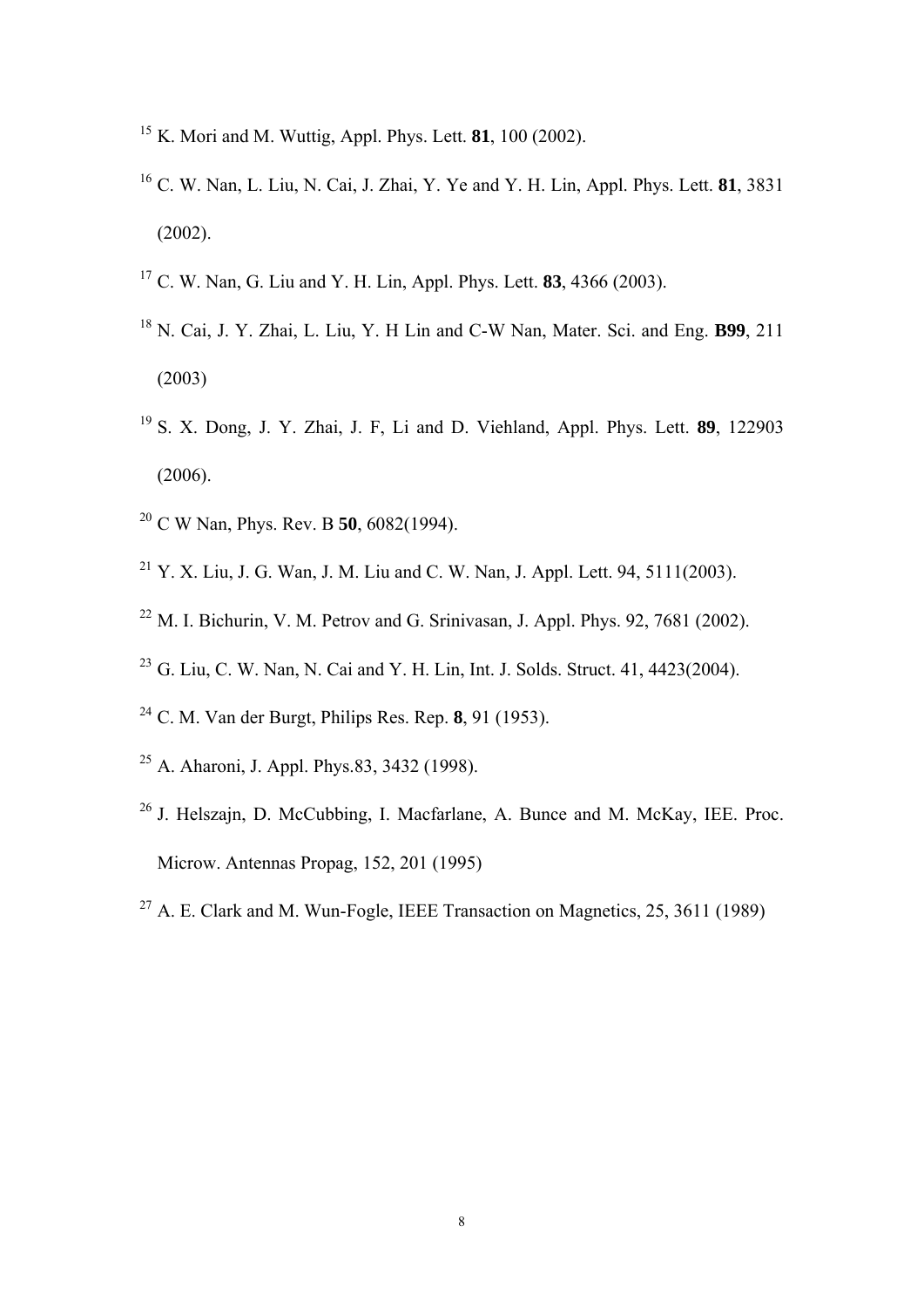[15] K. Mori and M. Wuttig, Appl. Phys. Lett. **81**, 100 (2002).

[16] C. W. Nan, L. Liu, N. Cai, J. Zhai, Y. Ye and Y. H. Lin, Appl. Phys. Lett. **81**, 3831 (2002).

[17] C. W. Nan, G. Liu and Y. H. Lin, Appl. Phys. Lett. **83**, 4366 (2003).

[18] N. Cai, J. Y. Zhai, L. Liu, Y. H Lin and C-W Nan, Mater. Sci. and Eng. **B99**, 211 (2003)

[19] S. X. Dong, J. Y. Zhai, J. F, Li and D. Viehland, Appl. Phys. Lett. **89**, 122903 (2006).

[20] C W Nan, Phys. Rev. B **50**, 6082(1994).

[21] Y. X. Liu, J. G. Wan, J. M. Liu and C. W. Nan, J. Appl. Lett. 94, 5111(2003).

[22] M. I. Bichurin, V. M. Petrov and G. Srinivasan, J. Appl. Phys. 92, 7681 (2002).

[23] G. Liu, C. W. Nan, N. Cai and Y. H. Lin, Int. J. Solds. Struct. 41, 4423(2004).

[24] C. M. Van der Burgt, Philips Res. Rep. **8**, 91 (1953).

[25] A. Aharoni, J. Appl. Phys.83, 3432 (1998).

[26] J. Helszajn, D. McCubbing, I. Macfarlane, A. Bunce and M. McKay, IEE. Proc. Microw. Antennas Propag, 152, 201 (1995)

[27] A. E. Clark and M. Wun-Fogle, IEEE Transaction on Magnetics, 25, 3611 (1989)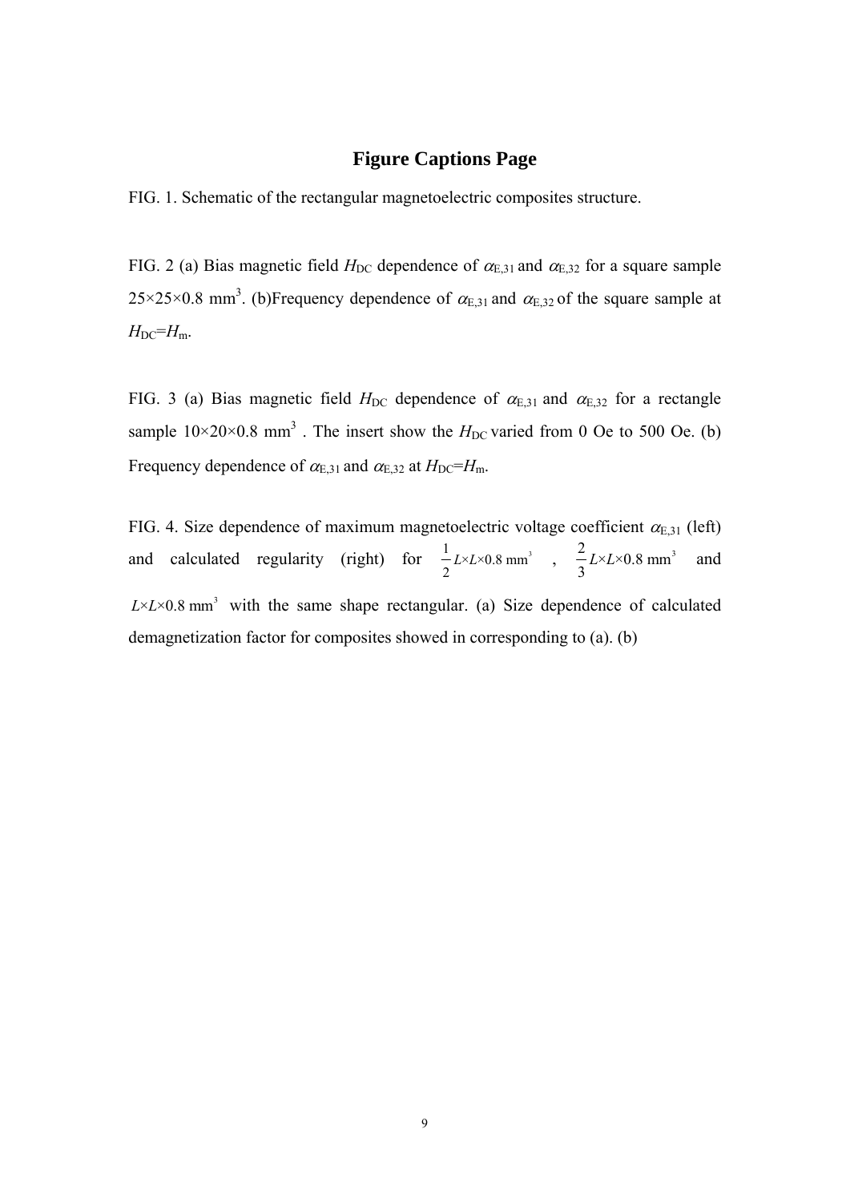# Figure Captions Page

FIG. 1. Schematic of the rectangular magnetoelectric composites structure.

FIG. 2 (a) Bias magnetic field $H_{DC}$ dependence of $\alpha_{E,31}$ and $\alpha_{E,32}$ for a square sample $25\times25\times0.8$ mm$^3$. (b)Frequency dependence of $\alpha_{E,31}$ and $\alpha_{E,32}$ of the square sample at $H_{DC}$=$H_m$.

FIG. 3 (a) Bias magnetic field $H_{DC}$ dependence of $\alpha_{E,31}$ and $\alpha_{E,32}$ for a rectangle sample $10\times20\times0.8$ mm$^3$ . The insert show the $H_{DC}$ varied from 0 Oe to 500 Oe. (b) Frequency dependence of $\alpha_{E,31}$ and $\alpha_{E,32}$ at $H_{DC}$=$H_m$.

FIG. 4. Size dependence of maximum magnetoelectric voltage coefficient $\alpha_{E,31}$ (left) and calculated regularity (right) for $\frac{1}{2}L\times L\times0.8\ \text{mm}^3$ , $\frac{2}{3}L\times L\times0.8\ \text{mm}^3$ and $L\times L\times0.8\ \text{mm}^3$ with the same shape rectangular. (a) Size dependence of calculated demagnetization factor for composites showed in corresponding to (a). (b)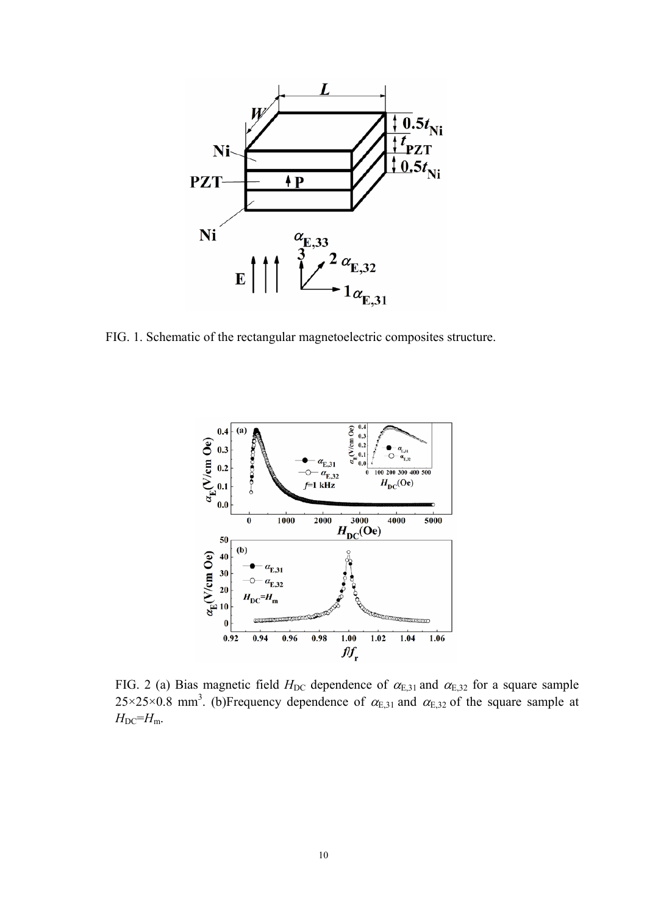FIG. 1. Schematic of the rectangular magnetoelectric composites structure.

FIG. 2 (a) Bias magnetic field $H_{DC}$ dependence of $\alpha_{E,31}$ and $\alpha_{E,32}$ for a square sample $25\times25\times0.8$ mm$^3$. (b)Frequency dependence of $\alpha_{E,31}$ and $\alpha_{E,32}$ of the square sample at $H_{DC}=H_m$.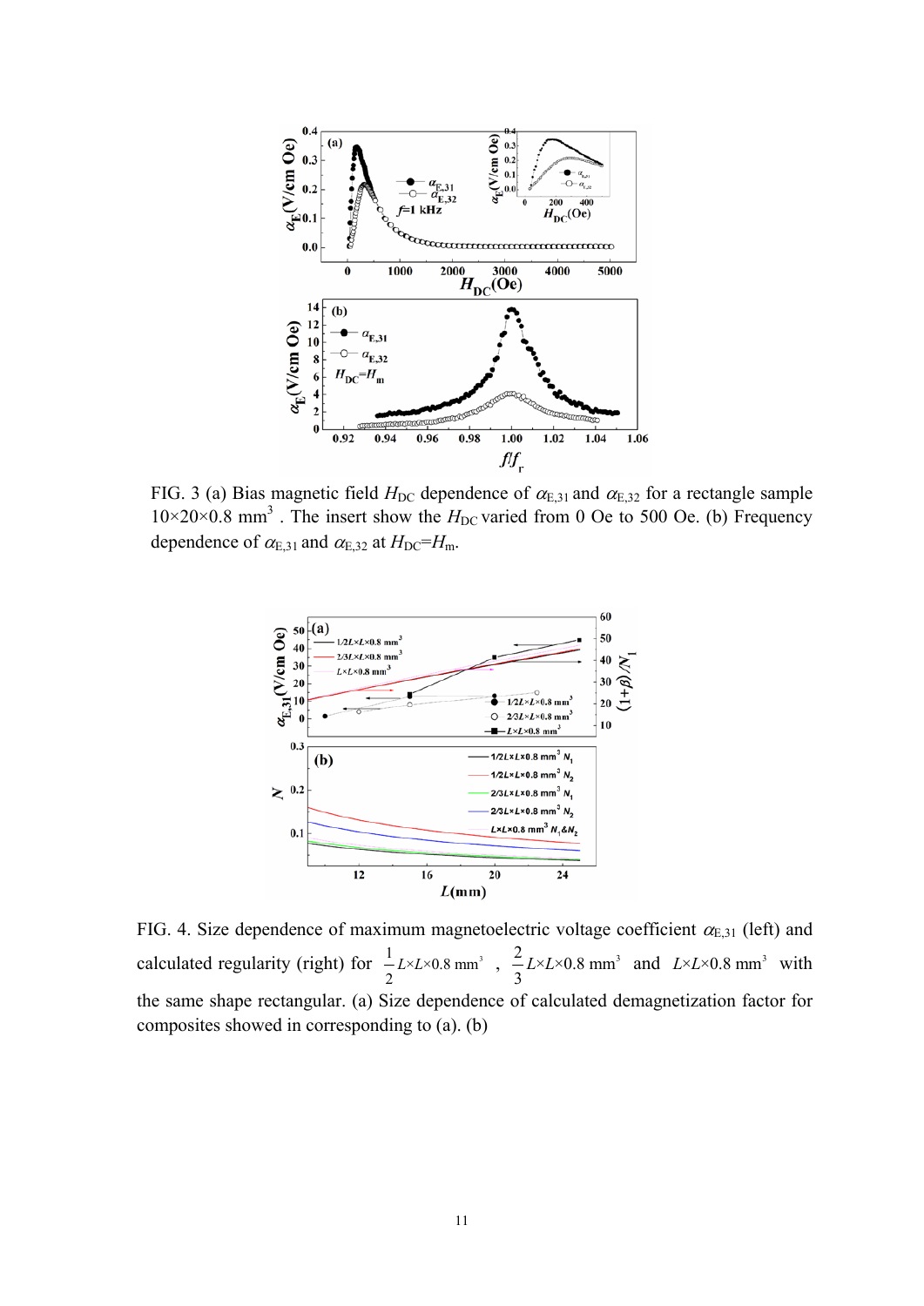(a)

$\alpha_E$(V/cm Oe)

0.4
0.3
0.2
0.1
0.0

0 1000 2000 3000 4000 5000

$H_{DC}$(Oe)

$\alpha_{E,31}$

$\alpha_{E,32}$

$f$=1 kHz

$\alpha_E$(V/cm Oe)

0.4 0.3 0.2 0.1 0.0

0 200 400

$H_{DC}$(Oe)

$\alpha_{E,31}$

$\alpha_{E,32}$

(b)

$\alpha_E$(V/cm Oe)

14 12 10 8 6 4 2 0

$\alpha_{E,31}$

$\alpha_{E,32}$

$H_{DC}=H_m$

0.92 0.94 0.96 0.98 1.00 1.02 1.04 1.06

$f/f_r$

FIG. 3 (a) Bias magnetic field $H_{DC}$ dependence of $\alpha_{E,31}$ and $\alpha_{E,32}$ for a rectangle sample $10\times20\times0.8$ mm$^3$ . The insert show the $H_{DC}$ varied from 0 Oe to 500 Oe. (b) Frequency dependence of $\alpha_{E,31}$ and $\alpha_{E,32}$ at $H_{DC}=H_m$.

(a)

$\alpha_{E,31}$(V/cm Oe)

50 40 30 20 10 0

$(1+\beta)/N_1$

60 50 40 30 20 10

1/2L×L×0.8 mm$^3$

2/3L×L×0.8 mm$^3$

L×L×0.8 mm$^3$

1/2L×L×0.8 mm$^3$

2/3L×L×0.8 mm$^3$

L×L×0.8 mm$^3$

(b)

$N$

0.3 0.2 0.1

1/2L×L×0.8 mm$^3$ $N_1$

1/2L×L×0.8 mm$^3$ $N_2$

2/3L×L×0.8 mm$^3$ $N_1$

2/3L×L×0.8 mm$^3$ $N_2$

L×L×0.8 mm$^3$ $N_1$&$N_2$

12 16 20 24

$L$(mm)

FIG. 4. Size dependence of maximum magnetoelectric voltage coefficient $\alpha_{E,31}$ (left) and calculated regularity (right) for $\frac{1}{2}L\times L\times0.8$ mm$^3$ , $\frac{2}{3}L\times L\times0.8$ mm$^3$ and $L\times L\times0.8$ mm$^3$ with the same shape rectangular. (a) Size dependence of calculated demagnetization factor for composites showed in corresponding to (a). (b)